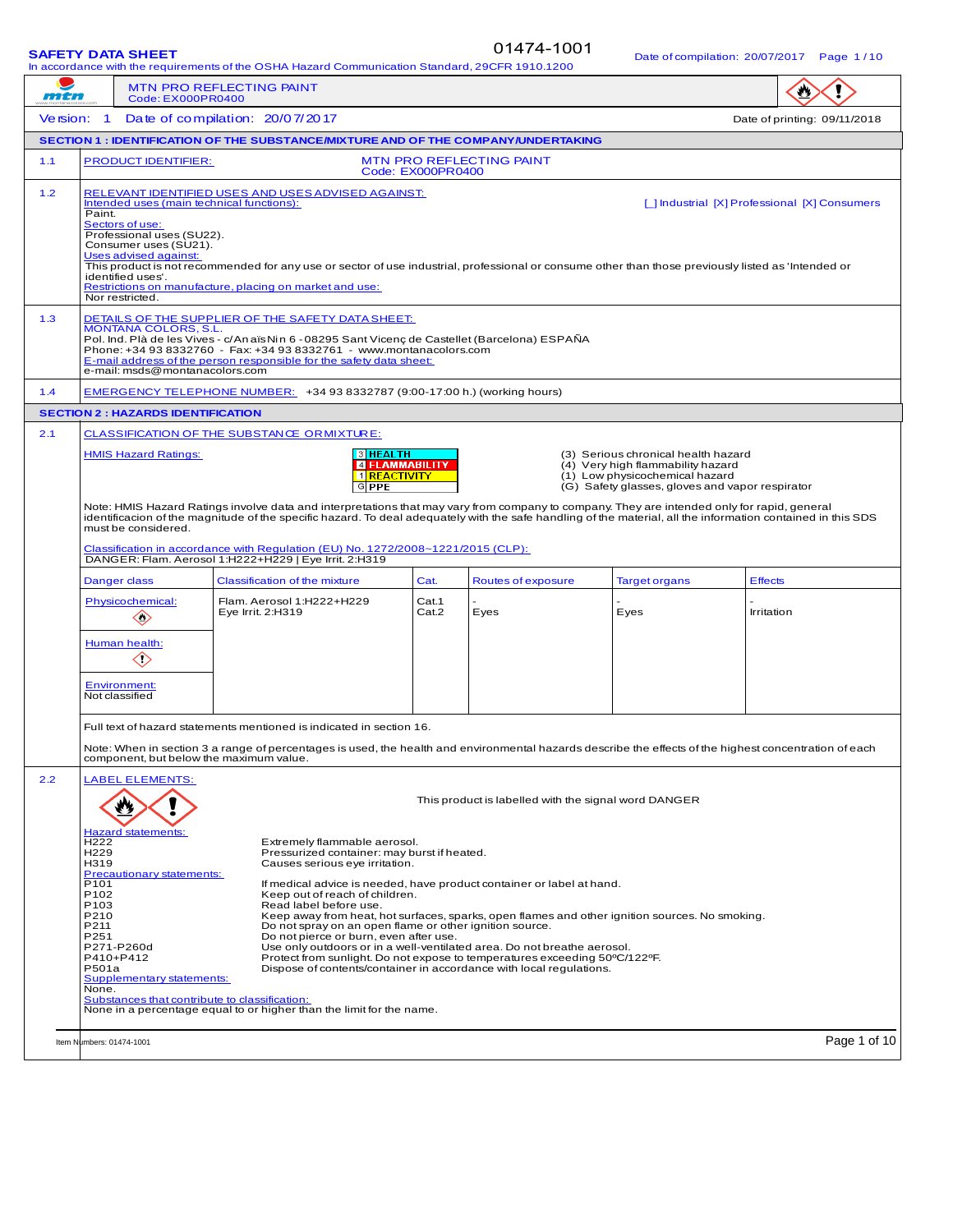**SAFETY DATA SHEET** 01474-1001 Date of compilation: 20/07/2017

In accordance with the requirements of the OSHA Hazard Communication Standard, 29CFR 1910.1200

MTN PRO REFLECTING PAINT
Code: EX000PR0400

Version: 1 Date of compilation: 20/07/2017 Date of printing: 09/11/2018

## SECTION 1 : IDENTIFICATION OF THE SUBSTANCE/MIXTURE AND OF THE COMPANY/UNDERTAKING

**1.1** PRODUCT IDENTIFIER: MTN PRO REFLECTING PAINT
Code: EX000PR0400

**1.2** RELEVANT IDENTIFIED USES AND USES ADVISED AGAINST:

Intended uses (main technical functions): [_] Industrial [X] Professional [X] Consumers

Paint.

Sectors of use:

Professional uses (SU22).
Consumer uses (SU21).

Uses advised against:

This product is not recommended for any use or sector of use industrial, professional or consume other than those previously listed as 'Intended or identified uses'.

Restrictions on manufacture, placing on market and use:

Nor restricted.

**1.3** DETAILS OF THE SUPPLIER OF THE SAFETY DATA SHEET:

MONTANA COLORS, S.L.
Pol. Ind. Plà de les Vives - c/Anaïs Nin 6 - 08295 Sant Vicenç de Castellet (Barcelona) ESPAÑA
Phone: +34 93 8332760 - Fax: +34 93 8332761 - www.montanacolors.com

E-mail address of the person responsible for the safety data sheet:

e-mail: msds@montanacolors.com

**1.4** EMERGENCY TELEPHONE NUMBER: +34 93 8332787 (9:00-17:00 h.) (working hours)

## SECTION 2 : HAZARDS IDENTIFICATION

**2.1** CLASSIFICATION OF THE SUBSTANCE OR MIXTURE:

HMIS Hazard Ratings:

| | | |
|---|---|---|
| 3 | HEALTH | (3) Serious chronical health hazard |
| 4 | FLAMMABILITY | (4) Very high flammability hazard |
| 1 | REACTIVITY | (1) Low physicochemical hazard |
| G | PPE | (G) Safety glasses, gloves and vapor respirator |

Note: HMIS Hazard Ratings involve data and interpretations that may vary from company to company. They are intended only for rapid, general identificacion of the magnitude of the specific hazard. To deal adequately with the safe handling of the material, all the information contained in this SDS must be considered.

Classification in accordance with Regulation (EU) No. 1272/2008~1221/2015 (CLP):

DANGER: Flam. Aerosol 1:H222+H229 | Eye Irrit. 2:H319

| Danger class | Classification of the mixture | Cat. | Routes of exposure | Target organs | Effects |
|---|---|---|---|---|---|
| Physicochemical: | Flam. Aerosol 1:H222+H229 | Cat.1 | - | - | - |
| Human health: | Eye Irrit. 2:H319 | Cat.2 | Eyes | Eyes | Irritation |
| Environment: Not classified | | | | | |

Full text of hazard statements mentioned is indicated in section 16.

Note: When in section 3 a range of percentages is used, the health and environmental hazards describe the effects of the highest concentration of each component, but below the maximum value.

**2.2** LABEL ELEMENTS:

This product is labelled with the signal word DANGER

Hazard statements:

| | |
|---|---|
| H222 | Extremely flammable aerosol. |
| H229 | Pressurized container: may burst if heated. |
| H319 | Causes serious eye irritation. |

Precautionary statements:

| | |
|---|---|
| P101 | If medical advice is needed, have product container or label at hand. |
| P102 | Keep out of reach of children. |
| P103 | Read label before use. |
| P210 | Keep away from heat, hot surfaces, sparks, open flames and other ignition sources. No smoking. |
| P211 | Do not spray on an open flame or other ignition source. |
| P251 | Do not pierce or burn, even after use. |
| P271-P260d | Use only outdoors or in a well-ventilated area. Do not breathe aerosol. |
| P410+P412 | Protect from sunlight. Do not expose to temperatures exceeding 50ºC/122ºF. |
| P501a | Dispose of contents/container in accordance with local regulations. |

Supplementary statements:

None.

Substances that contribute to classification:

None in a percentage equal to or higher than the limit for the name.

Item Numbers: 01474-1001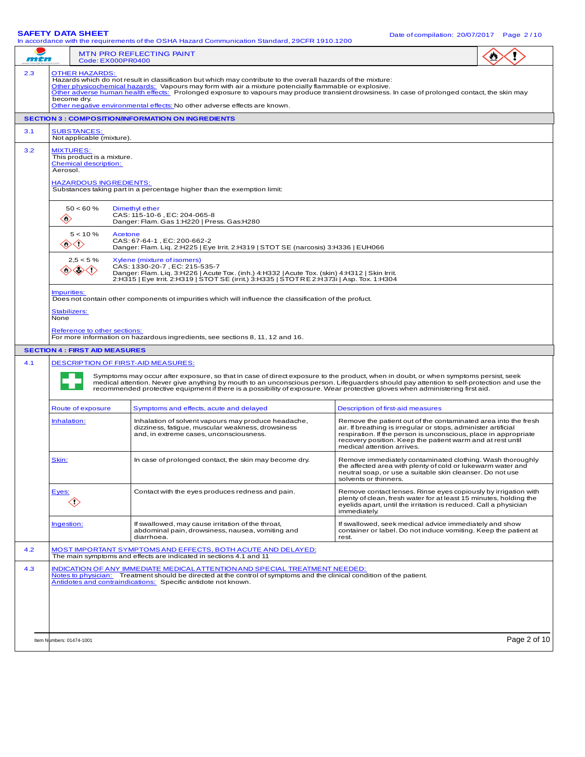**MTN PRO REFLECTING PAINT**
Code: EX000PR0400

**2.3 OTHER HAZARDS:**
Hazards which do not result in classification but which may contribute to the overall hazards of the mixture:
Other physicochemical hazards: Vapours may form with air a mixture potencially flammable or explosive.
Other adverse human health effects: Prolonged exposure to vapours may produce transient drowsiness. In case of prolonged contact, the skin may become dry.
Other negative environmental effects: No other adverse effects are known.

## SECTION 3 : COMPOSITION/INFORMATION ON INGREDIENTS

**3.1 SUBSTANCES:**
Not applicable (mixture).

**3.2 MIXTURES:**
This product is a mixture.
Chemical description:
Aerosol.

HAZARDOUS INGREDIENTS:
Substances taking part in a percentage higher than the exemption limit:

| Concentration | Ingredient |
|---|---|
| 50 < 60 % | Dimethyl ether<br>CAS: 115-10-6 , EC: 204-065-8<br>Danger: Flam. Gas 1:H220 \| Press. Gas:H280 |
| 5 < 10 % | Acetone<br>CAS: 67-64-1 , EC: 200-662-2<br>Danger: Flam. Liq. 2:H225 \| Eye Irrit. 2:H319 \| STOT SE (narcosis) 3:H336 \| EUH066 |
| 2,5 < 5 % | Xylene (mixture of isomers)<br>CAS: 1330-20-7 , EC: 215-535-7<br>Danger: Flam. Liq. 3:H226 \| Acute Tox. (inh.) 4:H332 \|Acute Tox. (skin) 4:H312 \| Skin Irrit. 2:H315 \| Eye Irrit. 2:H319 \| STOT SE (irrit.) 3:H335 \| STOT RE 2:H373i \| Asp. Tox. 1:H304 |

Impurities:
Does not contain other components ot impurities which will influence the classification of the profuct.

Stabilizers:
None

Reference to other sections:
For more information on hazardous ingredients, see sections 8, 11, 12 and 16.

## SECTION 4 : FIRST AID MEASURES

**4.1 DESCRIPTION OF FIRST-AID MEASURES:**

Symptoms may occur after exposure, so that in case of direct exposure to the product, when in doubt, or when symptoms persist, seek medical attention. Never give anything by mouth to an unconscious person. Lifeguarders should pay attention to self-protection and use the recommended protective equipment if there is a possibility of exposure. Wear protective gloves when administering first aid.

| Route of exposure | Symptoms and effects, acute and delayed | Description of first-aid measures |
|---|---|---|
| Inhalation: | Inhalation of solvent vapours may produce headache, dizziness, fatigue, muscular weakness, drowsiness and, in extreme cases, unconsciousness. | Remove the patient out of the contaminated area into the fresh air. If breathing is irregular or stops, administer artificial respiration. If the person is unconscious, place in appropriate recovery position. Keep the patient warm and at rest until medical attention arrives. |
| Skin: | In case of prolonged contact, the skin may become dry. | Remove immediately contaminated clothing. Wash thoroughly the affected area with plenty of cold or lukewarm water and neutral soap, or use a suitable skin cleanser. Do not use solvents or thinners. |
| Eyes: | Contact with the eyes produces redness and pain. | Remove contact lenses. Rinse eyes copiously by irrigation with plenty of clean, fresh water for at least 15 minutes, holding the eyelids apart, until the irritation is reduced. Call a physician immediately. |
| Ingestion: | If swallowed, may cause irritation of the throat, abdominal pain, drowsiness, nausea, vomiting and diarrhoea. | If swallowed, seek medical advice immediately and show container or label. Do not induce vomiting. Keep the patient at rest. |

**4.2 MOST IMPORTANT SYMPTOMS AND EFFECTS, BOTH ACUTE AND DELAYED:**
The main symptoms and effects are indicated in sections 4.1 and 11

**4.3 INDICATION OF ANY IMMEDIATE MEDICAL ATTENTION AND SPECIAL TREATMENT NEEDED:**
Notes to physician: Treatment should be directed at the control of symptoms and the clinical condition of the patient.
Antidotes and contraindications: Specific antidote not known.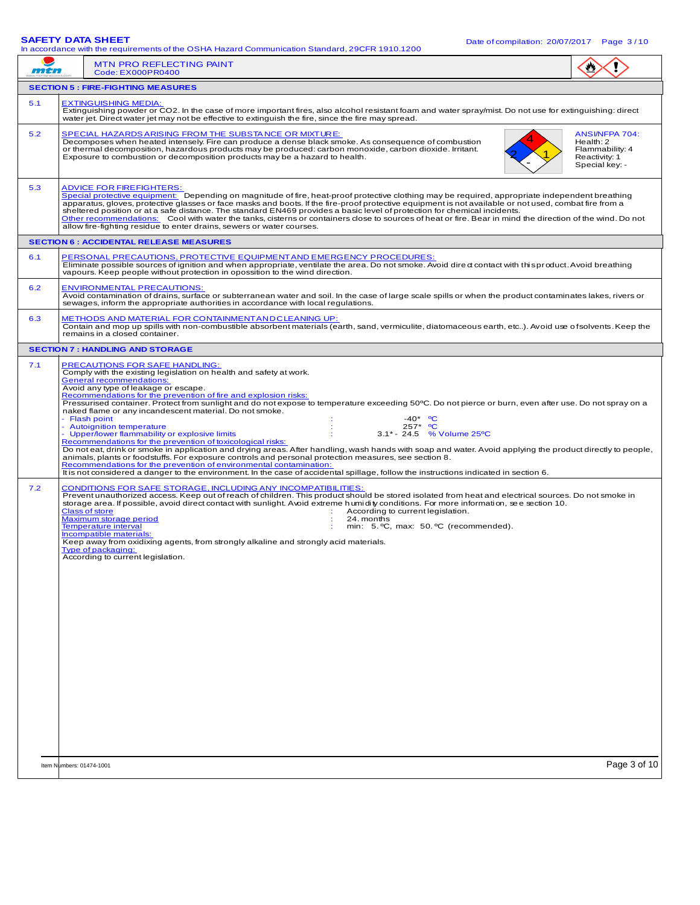MTN PRO REFLECTING PAINT
Code: EX000PR0400

## SECTION 5 : FIRE-FIGHTING MEASURES

**5.1 EXTINGUISHING MEDIA:**
Extinguishing powder or CO2. In the case of more important fires, also alcohol resistant foam and water spray/mist. Do not use for extinguishing: direct water jet. Direct water jet may not be effective to extinguish the fire, since the fire may spread.

**5.2 SPECIAL HAZARDS ARISING FROM THE SUBSTANCE OR MIXTURE:**
Decomposes when heated intensely. Fire can produce a dense black smoke. As consequence of combustion or thermal decomposition, hazardous products may be produced: carbon monoxide, carbon dioxide. Irritant. Exposure to combustion or decomposition products may be a hazard to health.

ANSI/NFPA 704:
Health: 2
Flammability: 4
Reactivity: 1
Special key: -

**5.3 ADVICE FOR FIREFIGHTERS:**
Special protective equipment: Depending on magnitude of fire, heat-proof protective clothing may be required, appropriate independent breathing apparatus, gloves, protective glasses or face masks and boots. If the fire-proof protective equipment is not available or not used, combat fire from a sheltered position or at a safe distance. The standard EN469 provides a basic level of protection for chemical incidents.
Other recommendations: Cool with water the tanks, cisterns or containers close to sources of heat or fire. Bear in mind the direction of the wind. Do not allow fire-fighting residue to enter drains, sewers or water courses.

## SECTION 6 : ACCIDENTAL RELEASE MEASURES

**6.1 PERSONAL PRECAUTIONS, PROTECTIVE EQUIPMENT AND EMERGENCY PROCEDURES:**
Eliminate possible sources of ignition and when appropriate, ventilate the area. Do not smoke. Avoid direct contact with this product. Avoid breathing vapours. Keep people without protection in opossition to the wind direction.

**6.2 ENVIRONMENTAL PRECAUTIONS:**
Avoid contamination of drains, surface or subterranean water and soil. In the case of large scale spills or when the product contaminates lakes, rivers or sewages, inform the appropriate authorities in accordance with local regulations.

**6.3 METHODS AND MATERIAL FOR CONTAINMENT AND CLEANING UP:**
Contain and mop up spills with non-combustible absorbent materials (earth, sand, vermiculite, diatomaceous earth, etc..). Avoid use of solvents. Keep the remains in a closed container.

## SECTION 7 : HANDLING AND STORAGE

**7.1 PRECAUTIONS FOR SAFE HANDLING:**
Comply with the existing legislation on health and safety at work.
General recommendations:
Avoid any type of leakage or escape.
Recommendations for the prevention of fire and explosion risks:
Pressurised container. Protect from sunlight and do not expose to temperature exceeding 50ºC. Do not pierce or burn, even after use. Do not spray on a naked flame or any incandescent material. Do not smoke.

- Flash point : -40* ºC
- Autoignition temperature : 257* ºC
- Upper/lower flammability or explosive limits : 3.1* - 24.5 % Volume 25ºC

Recommendations for the prevention of toxicological risks:
Do not eat, drink or smoke in application and drying areas. After handling, wash hands with soap and water. Avoid applying the product directly to people, animals, plants or foodstuffs. For exposure controls and personal protection measures, see section 8.
Recommendations for the prevention of environmental contamination:
It is not considered a danger to the environment. In the case of accidental spillage, follow the instructions indicated in section 6.

**7.2 CONDITIONS FOR SAFE STORAGE, INCLUDING ANY INCOMPATIBILITIES:**
Prevent unauthorized access. Keep out of reach of children. This product should be stored isolated from heat and electrical sources. Do not smoke in storage area. If possible, avoid direct contact with sunlight. Avoid extreme humidity conditions. For more information, see section 10.

Class of store : According to current legislation.
Maximum storage period : 24. months
Temperature interval : min: 5. ºC, max: 50. ºC (recommended).

Incompatible materials:
Keep away from oxidixing agents, from strongly alkaline and strongly acid materials.
Type of packaging:
According to current legislation.

Item Numbers: 01474-1001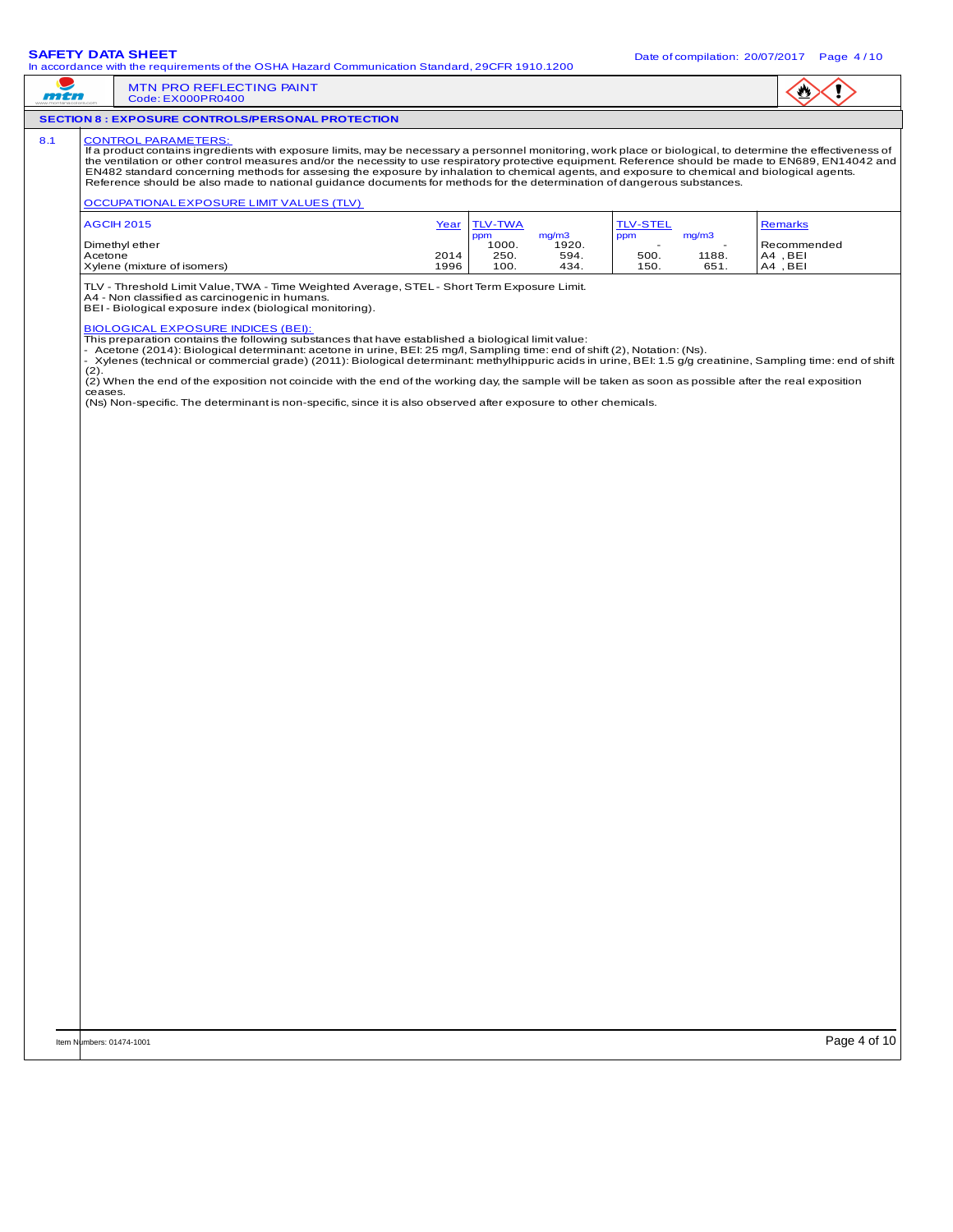## SECTION 8 : EXPOSURE CONTROLS/PERSONAL PROTECTION

### 8.1 CONTROL PARAMETERS:

If a product contains ingredients with exposure limits, may be necessary a personnel monitoring, work place or biological, to determine the effectiveness of the ventilation or other control measures and/or the necessity to use respiratory protective equipment. Reference should be made to EN689, EN14042 and EN482 standard concerning methods for assesing the exposure by inhalation to chemical agents, and exposure to chemical and biological agents. Reference should be also made to national guidance documents for methods for the determination of dangerous substances.

OCCUPATIONAL EXPOSURE LIMIT VALUES (TLV)

| AGCIH 2015 | Year | TLV-TWA ppm | TLV-TWA mg/m3 | TLV-STEL ppm | TLV-STEL mg/m3 | Remarks |
|---|---|---|---|---|---|---|
| Dimethyl ether | | 1000. | 1920. | - | - | Recommended |
| Acetone | 2014 | 250. | 594. | 500. | 1188. | A4 , BEI |
| Xylene (mixture of isomers) | 1996 | 100. | 434. | 150. | 651. | A4 , BEI |

TLV - Threshold Limit Value, TWA - Time Weighted Average, STEL - Short Term Exposure Limit.
A4 - Non classified as carcinogenic in humans.
BEI - Biological exposure index (biological monitoring).

BIOLOGICAL EXPOSURE INDICES (BEI):

This preparation contains the following substances that have established a biological limit value:

- Acetone (2014): Biological determinant: acetone in urine, BEI: 25 mg/l, Sampling time: end of shift (2), Notation: (Ns).
- Xylenes (technical or commercial grade) (2011): Biological determinant: methylhippuric acids in urine, BEI: 1.5 g/g creatinine, Sampling time: end of shift (2).

(2) When the end of the exposition not coincide with the end of the working day, the sample will be taken as soon as possible after the real exposition ceases.
(Ns) Non-specific. The determinant is non-specific, since it is also observed after exposure to other chemicals.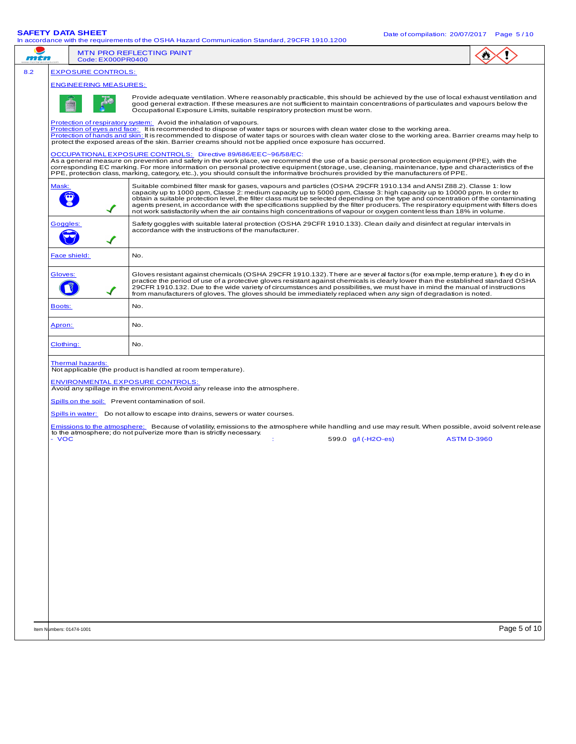MTN PRO REFLECTING PAINT
Code: EX000PR0400

**8.2 EXPOSURE CONTROLS:**

**ENGINEERING MEASURES:**

Provide adequate ventilation. Where reasonably practicable, this should be achieved by the use of local exhaust ventilation and good general extraction. If these measures are not sufficient to maintain concentrations of particulates and vapours below the Occupational Exposure Limits, suitable respiratory protection must be worn.

Protection of respiratory system: Avoid the inhalation of vapours.
Protection of eyes and face: It is recommended to dispose of water taps or sources with clean water close to the working area.
Protection of hands and skin: It is recommended to dispose of water taps or sources with clean water close to the working area. Barrier creams may help to protect the exposed areas of the skin. Barrier creams should not be applied once exposure has occurred.

**OCCUPATIONAL EXPOSURE CONTROLS:** Directive 89/686/EEC~96/58/EC:
As a general measure on prevention and safety in the work place, we recommend the use of a basic personal protection equipment (PPE), with the corresponding EC marking. For more information on personal protective equipment (storage, use, cleaning, maintenance, type and characteristics of the PPE, protection class, marking, category, etc..), you should consult the informative brochures provided by the manufacturers of PPE.

| | |
|---|---|
| Mask: ✓ | Suitable combined filter mask for gases, vapours and particles (OSHA 29CFR 1910.134 and ANSI Z88.2). Classe 1: low capacity up to 1000 ppm, Classe 2: medium capacity up to 5000 ppm, Classe 3: high capacity up to 10000 ppm. In order to obtain a suitable protection level, the filter class must be selected depending on the type and concentration of the contaminating agents present, in accordance with the specifications supplied by the filter producers. The respiratory equipment with filters does not work satisfactorily when the air contains high concentrations of vapour or oxygen content less than 18% in volume. |
| Goggles: ✓ | Safety goggles with suitable lateral protection (OSHA 29CFR 1910.133). Clean daily and disinfect at regular intervals in accordance with the instructions of the manufacturer. |
| Face shield: | No. |
| Gloves: ✓ | Gloves resistant against chemicals (OSHA 29CFR 1910.132). There are several factors (for example, temperature), they do in practice the period of use of a protective gloves resistant against chemicals is clearly lower than the established standard OSHA 29CFR 1910.132. Due to the wide variety of circumstances and possibilities, we must have in mind the manual of instructions from manufacturers of gloves. The gloves should be immediately replaced when any sign of degradation is noted. |
| Boots: | No. |
| Apron: | No. |
| Clothing: | No. |

Thermal hazards:
Not applicable (the product is handled at room temperature).

**ENVIRONMENTAL EXPOSURE CONTROLS:**
Avoid any spillage in the environment. Avoid any release into the atmosphere.

Spills on the soil: Prevent contamination of soil.

Spills in water: Do not allow to escape into drains, sewers or water courses.

Emissions to the atmosphere: Because of volatility, emissions to the atmosphere while handling and use may result. When possible, avoid solvent release to the atmosphere; do not pulverize more than is strictly necessary.

| | | | |
|---|---|---|---|
| - VOC | : | 599.0 g/l (-H2O-es) | ASTM D-3960 |

Item Numbers: 01474-1001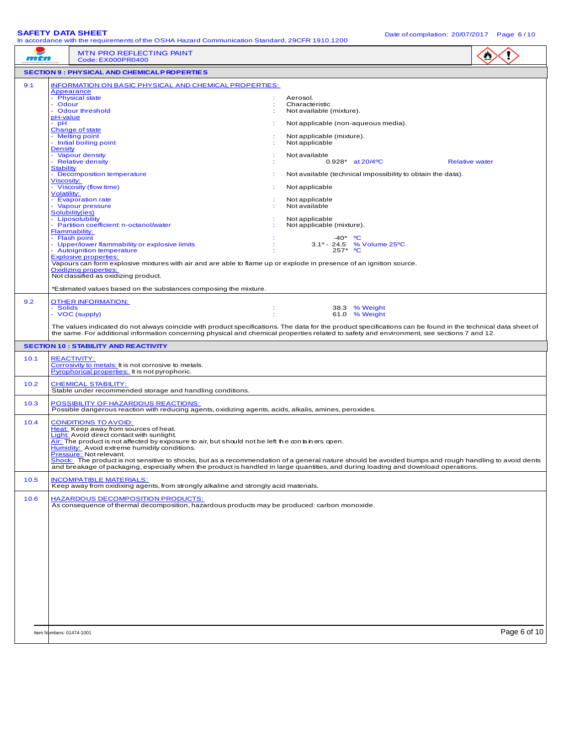# SAFETY DATA SHEET

In accordance with the requirements of the OSHA Hazard Communication Standard, 29CFR 1910.1200

Date of compilation: 20/07/2017

MTN PRO REFLECTING PAINT
Code: EX000PR0400

## SECTION 9 : PHYSICAL AND CHEMICAL PROPERTIES

**9.1 INFORMATION ON BASIC PHYSICAL AND CHEMICAL PROPERTIES:**

Appearance
- Physical state : Aerosol.
- Odour : Characteristic
- Odour threshold : Not available (mixture).

pH-value
- pH : Not applicable (non-aqueous media).

Change of state
- Melting point : Not applicable (mixture).
- Initial boiling point : Not applicable

Density
- Vapour density : Not available
- Relative density : 0.928* at 20/4ºC Relative water

Stability
- Decomposition temperature : Not available (technical impossibility to obtain the data).

Viscosity:
- Viscosity (flow time) : Not applicable

Volatility:
- Evaporation rate : Not applicable
- Vapour pressure : Not available

Solubility(ies)
- Liposolubility : Not applicable
- Partition coefficient: n-octanol/water : Not applicable (mixture).

Flammability:
- Flash point : -40* ºC
- Upper/lower flammability or explosive limits : 3.1* - 24.5 % Volume 25ºC
- Autoignition temperature : 257* ºC

Explosive properties:
Vapours can form explosive mixtures with air and are able to flame up or explode in presence of an ignition source.

Oxidizing properties:
Not classified as oxidizing product.

*Estimated values based on the substances composing the mixture.

**9.2 OTHER INFORMATION:**
- Solids : 38.3 % Weight
- VOC (supply) : 61.0 % Weight

The values indicated do not always coincide with product specifications. The data for the product specifications can be found in the technical data sheet of the same. For additional information concerning physical and chemical properties related to safety and environment, see sections 7 and 12.

## SECTION 10 : STABILITY AND REACTIVITY

**10.1 REACTIVITY:**
Corrosivity to metals: It is not corrosive to metals.
Pyrophorical properties: It is not pyrophoric.

**10.2 CHEMICAL STABILITY:**
Stable under recommended storage and handling conditions.

**10.3 POSSIBILITY OF HAZARDOUS REACTIONS:**
Possible dangerous reaction with reducing agents, oxidizing agents, acids, alkalis, amines, peroxides.

**10.4 CONDITIONS TO AVOID:**
Heat: Keep away from sources of heat.
Light: Avoid direct contact with sunlight.
Air: The product is not affected by exposure to air, but should not be left the containers open.
Humidity: Avoid extreme humidity conditions.
Pressure: Not relevant.
Shock: The product is not sensitive to shocks, but as a recommendation of a general nature should be avoided bumps and rough handling to avoid dents and breakage of packaging, especially when the product is handled in large quantities, and during loading and download operations.

**10.5 INCOMPATIBLE MATERIALS:**
Keep away from oxidizing agents, from strongly alkaline and strongly acid materials.

**10.6 HAZARDOUS DECOMPOSITION PRODUCTS:**
As consequence of thermal decomposition, hazardous products may be produced: carbon monoxide.

Item Numbers: 01474-1001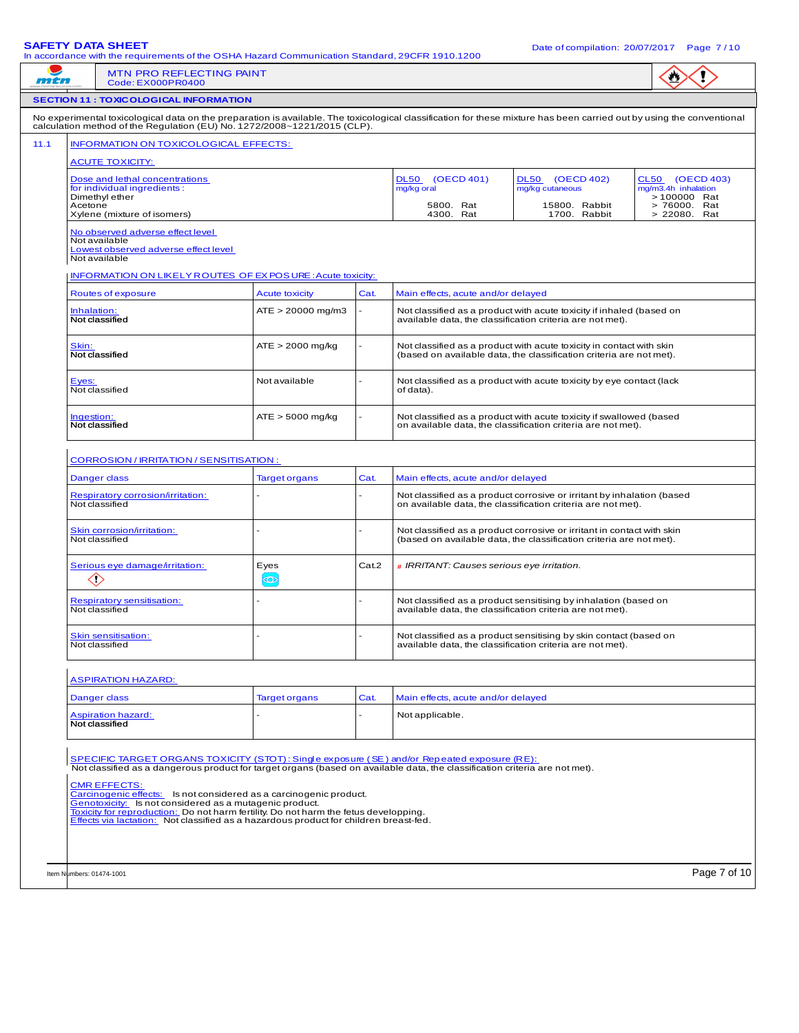MTN PRO REFLECTING PAINT
Code: EX000PR0400

## SECTION 11 : TOXICOLOGICAL INFORMATION

No experimental toxicological data on the preparation is available. The toxicological classification for these mixture has been carried out by using the conventional calculation method of the Regulation (EU) No. 1272/2008~1221/2015 (CLP).

### 11.1 INFORMATION ON TOXICOLOGICAL EFFECTS:

**ACUTE TOXICITY:**

| Dose and lethal concentrations for individual ingredients : | DL50 (OECD 401) mg/kg oral | DL50 (OECD 402) mg/kg cutaneous | CL50 (OECD 403) mg/m3.4h inhalation |
|---|---|---|---|
| Dimethyl ether | | | > 100000 Rat |
| Acetone | 5800. Rat | 15800. Rabbit | > 76000. Rat |
| Xylene (mixture of isomers) | 4300. Rat | 1700. Rabbit | > 22080. Rat |

No observed adverse effect level
Not available
Lowest observed adverse effect level
Not available

**INFORMATION ON LIKELY ROUTES OF EXPOSURE : Acute toxicity:**

| Routes of exposure | Acute toxicity | Cat. | Main effects, acute and/or delayed |
|---|---|---|---|
| Inhalation: Not classified | ATE > 20000 mg/m3 | - | Not classified as a product with acute toxicity if inhaled (based on available data, the classification criteria are not met). |
| Skin: Not classified | ATE > 2000 mg/kg | - | Not classified as a product with acute toxicity in contact with skin (based on available data, the classification criteria are not met). |
| Eyes: Not classified | Not available | - | Not classified as a product with acute toxicity by eye contact (lack of data). |
| Ingestion: Not classified | ATE > 5000 mg/kg | - | Not classified as a product with acute toxicity if swallowed (based on available data, the classification criteria are not met). |

**CORROSION / IRRITATION / SENSITISATION :**

| Danger class | Target organs | Cat. | Main effects, acute and/or delayed |
|---|---|---|---|
| Respiratory corrosion/irritation: Not classified | - | - | Not classified as a product corrosive or irritant by inhalation (based on available data, the classification criteria are not met). |
| Skin corrosion/irritation: Not classified | - | - | Not classified as a product corrosive or irritant in contact with skin (based on available data, the classification criteria are not met). |
| Serious eye damage/irritation: | Eyes | Cat.2 | *IRRITANT: Causes serious eye irritation.* |
| Respiratory sensitisation: Not classified | - | - | Not classified as a product sensitising by inhalation (based on available data, the classification criteria are not met). |
| Skin sensitisation: Not classified | - | - | Not classified as a product sensitising by skin contact (based on available data, the classification criteria are not met). |

**ASPIRATION HAZARD:**

| Danger class | Target organs | Cat. | Main effects, acute and/or delayed |
|---|---|---|---|
| Aspiration hazard: Not classified | - | - | Not applicable. |

**SPECIFIC TARGET ORGANS TOXICITY (STOT) : Single exposure (SE) and/or Repeated exposure (RE):**
Not classified as a dangerous product for target organs (based on available data, the classification criteria are not met).

**CMR EFFECTS:**
Carcinogenic effects: Is not considered as a carcinogenic product.
Genotoxicity: Is not considered as a mutagenic product.
Toxicity for reproduction: Do not harm fertility. Do not harm the fetus developping.
Effects via lactation: Not classified as a hazardous product for children breast-fed.

Item Numbers: 01474-1001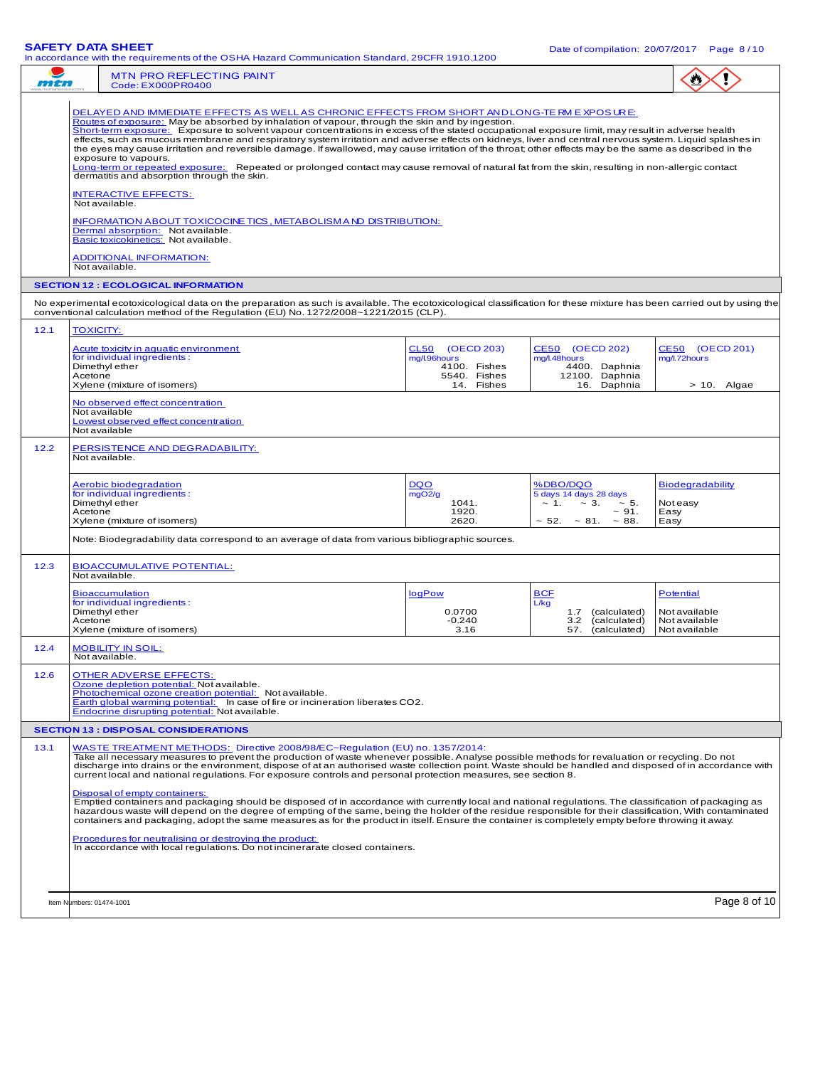DELAYED AND IMMEDIATE EFFECTS AS WELL AS CHRONIC EFFECTS FROM SHORT AND LONG-TERM EXPOSURE:
Routes of exposure: May be absorbed by inhalation of vapour, through the skin and by ingestion.
Short-term exposure: Exposure to solvent vapour concentrations in excess of the stated occupational exposure limit, may result in adverse health effects, such as mucous membrane and respiratory system irritation and adverse effects on kidneys, liver and central nervous system. Liquid splashes in the eyes may cause irritation and reversible damage. If swallowed, may cause irritation of the throat; other effects may be the same as described in the exposure to vapours.
Long-term or repeated exposure: Repeated or prolonged contact may cause removal of natural fat from the skin, resulting in non-allergic contact dermatitis and absorption through the skin.

INTERACTIVE EFFECTS:
Not available.

INFORMATION ABOUT TOXICOCINETICS, METABOLISM AND DISTRIBUTION:
Dermal absorption: Not available.
Basic toxicokinetics: Not available.

ADDITIONAL INFORMATION:
Not available.

## SECTION 12 : ECOLOGICAL INFORMATION

No experimental ecotoxicological data on the preparation as such is available. The ecotoxicological classification for these mixture has been carried out by using the conventional calculation method of the Regulation (EU) No. 1272/2008~1221/2015 (CLP).

### 12.1 TOXICITY:

| Acute toxicity in aquatic environment for individual ingredients : | CL50 (OECD 203) mg/l.96hours | CE50 (OECD 202) mg/l.48hours | CE50 (OECD 201) mg/l.72hours |
|---|---|---|---|
| Dimethyl ether | 4100. Fishes | 4400. Daphnia | |
| Acetone | 5540. Fishes | 12100. Daphnia | |
| Xylene (mixture of isomers) | 14. Fishes | 16. Daphnia | > 10. Algae |

No observed effect concentration
Not available
Lowest observed effect concentration
Not available

### 12.2 PERSISTENCE AND DEGRADABILITY:

Not available.

| Aerobic biodegradation for individual ingredients : | DQO mgO2/g | %DBO/DQO 5 days | 14 days | 28 days | Biodegradability |
|---|---|---|---|---|---|
| Dimethyl ether | 1041. | ~ 1. | ~ 3. | ~ 5. | Not easy |
| Acetone | 1920. | | | ~ 91. | Easy |
| Xylene (mixture of isomers) | 2620. | ~ 52. | ~ 81. | ~ 88. | Easy |

Note: Biodegradability data correspond to an average of data from various bibliographic sources.

### 12.3 BIOACCUMULATIVE POTENTIAL:

Not available.

| Bioaccumulation for individual ingredients : | logPow | BCF L/kg | Potential |
|---|---|---|---|
| Dimethyl ether | 0.0700 | 1.7 (calculated) | Not available |
| Acetone | -0.240 | 3.2 (calculated) | Not available |
| Xylene (mixture of isomers) | 3.16 | 57. (calculated) | Not available |

### 12.4 MOBILITY IN SOIL:

Not available.

### 12.6 OTHER ADVERSE EFFECTS:

Ozone depletion potential: Not available.
Photochemical ozone creation potential: Not available.
Earth global warming potential: In case of fire or incineration liberates $CO_2$.
Endocrine disrupting potential: Not available.

## SECTION 13 : DISPOSAL CONSIDERATIONS

### 13.1 WASTE TREATMENT METHODS: Directive 2008/98/EC~Regulation (EU) no. 1357/2014:

Take all necessary measures to prevent the production of waste whenever possible. Analyse possible methods for revaluation or recycling. Do not discharge into drains or the environment, dispose of at an authorised waste collection point. Waste should be handled and disposed of in accordance with current local and national regulations. For exposure controls and personal protection measures, see section 8.

Disposal of empty containers:
Emptied containers and packaging should be disposed of in accordance with currently local and national regulations. The classification of packaging as hazardous waste will depend on the degree of empting of the same, being the holder of the residue responsible for their classification, With contaminated containers and packaging, adopt the same measures as for the product in itself. Ensure the container is completely empty before throwing it away.

Procedures for neutralising or destroying the product:
In accordance with local regulations. Do not incinerate closed containers.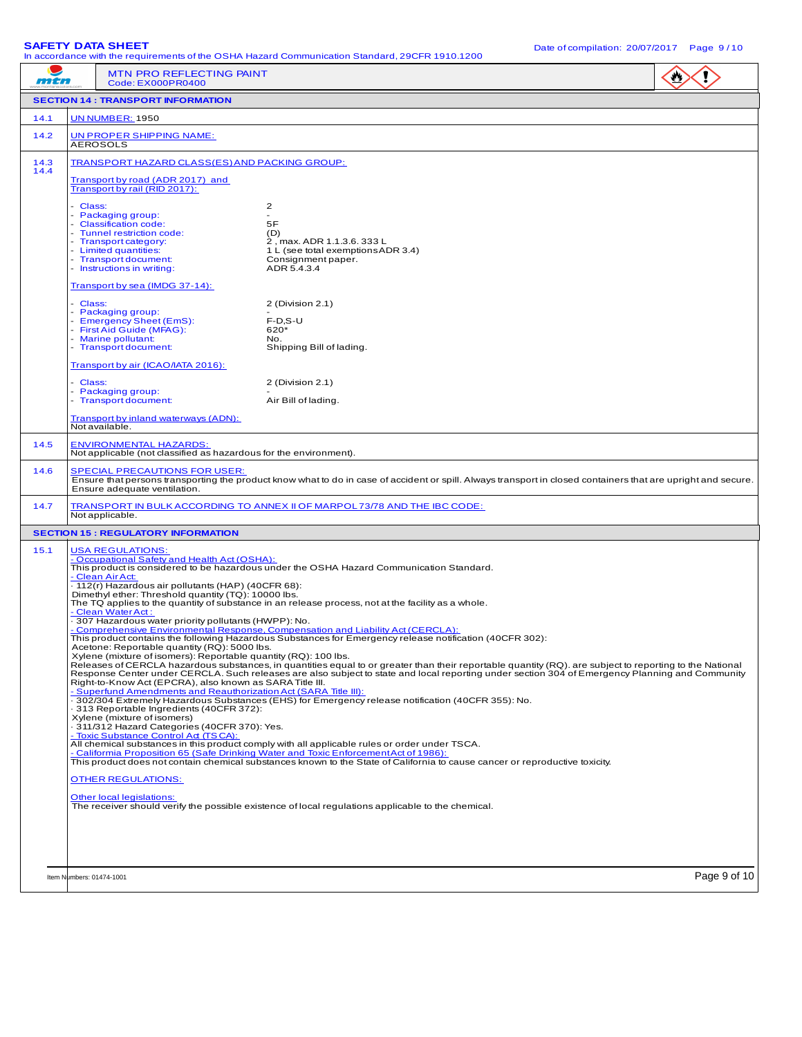**MTN PRO REFLECTING PAINT**
Code: EX000PR0400

## SECTION 14 : TRANSPORT INFORMATION

**14.1** UN NUMBER: 1950

**14.2** UN PROPER SHIPPING NAME:
AEROSOLS

**14.3 14.4** TRANSPORT HAZARD CLASS(ES) AND PACKING GROUP:

Transport by road (ADR 2017) and
Transport by rail (RID 2017):

| | |
|---|---|
| - Class: | 2 |
| - Packaging group: | - |
| - Classification code: | 5F |
| - Tunnel restriction code: | (D) |
| - Transport category: | 2 , max. ADR 1.1.3.6. 333 L |
| - Limited quantities: | 1 L (see total exemptions ADR 3.4) |
| - Transport document: | Consignment paper. |
| - Instructions in writing: | ADR 5.4.3.4 |

Transport by sea (IMDG 37-14):

| | |
|---|---|
| - Class: | 2 (Division 2.1) |
| - Packaging group: | - |
| - Emergency Sheet (EmS): | F-D,S-U |
| - First Aid Guide (MFAG): | 620* |
| - Marine pollutant: | No. |
| - Transport document: | Shipping Bill of lading. |

Transport by air (ICAO/IATA 2016):

| | |
|---|---|
| - Class: | 2 (Division 2.1) |
| - Packaging group: | - |
| - Transport document: | Air Bill of lading. |

Transport by inland waterways (ADN):
Not available.

**14.5** ENVIRONMENTAL HAZARDS:
Not applicable (not classified as hazardous for the environment).

**14.6** SPECIAL PRECAUTIONS FOR USER:
Ensure that persons transporting the product know what to do in case of accident or spill. Always transport in closed containers that are upright and secure. Ensure adequate ventilation.

**14.7** TRANSPORT IN BULK ACCORDING TO ANNEX II OF MARPOL 73/78 AND THE IBC CODE:
Not applicable.

## SECTION 15 : REGULATORY INFORMATION

**15.1** USA REGULATIONS:

- Occupational Safety and Health Act (OSHA):
This product is considered to be hazardous under the OSHA Hazard Communication Standard.

- Clean Air Act:
· 112(r) Hazardous air pollutants (HAP) (40CFR 68):
Dimethyl ether: Threshold quantity (TQ): 10000 lbs.
The TQ applies to the quantity of substance in an release process, not at the facility as a whole.

- Clean Water Act :
· 307 Hazardous water priority pollutants (HWPP): No.

- Comprehensive Environmental Response, Compensation and Liability Act (CERCLA):
This product contains the following Hazardous Substances for Emergency release notification (40CFR 302):
Acetone: Reportable quantity (RQ): 5000 lbs.
Xylene (mixture of isomers): Reportable quantity (RQ): 100 lbs.
Releases of CERCLA hazardous substances, in quantities equal to or greater than their reportable quantity (RQ). are subject to reporting to the National Response Center under CERCLA. Such releases are also subject to state and local reporting under section 304 of Emergency Planning and Community Right-to-Know Act (EPCRA), also known as SARA Title III.

- Superfund Amendments and Reauthorization Act (SARA Title III):
· 302/304 Extremely Hazardous Substances (EHS) for Emergency release notification (40CFR 355): No.
· 313 Reportable Ingredients (40CFR 372):
Xylene (mixture of isomers)
· 311/312 Hazard Categories (40CFR 370): Yes.

- Toxic Substance Control Act (TSCA):
All chemical substances in this product comply with all applicable rules or order under TSCA.

- California Proposition 65 (Safe Drinking Water and Toxic Enforcement Act of 1986):
This product does not contain chemical substances known to the State of California to cause cancer or reproductive toxicity.

OTHER REGULATIONS:

Other local legislations:
The receiver should verify the possible existence of local regulations applicable to the chemical.

Item Numbers: 01474-1001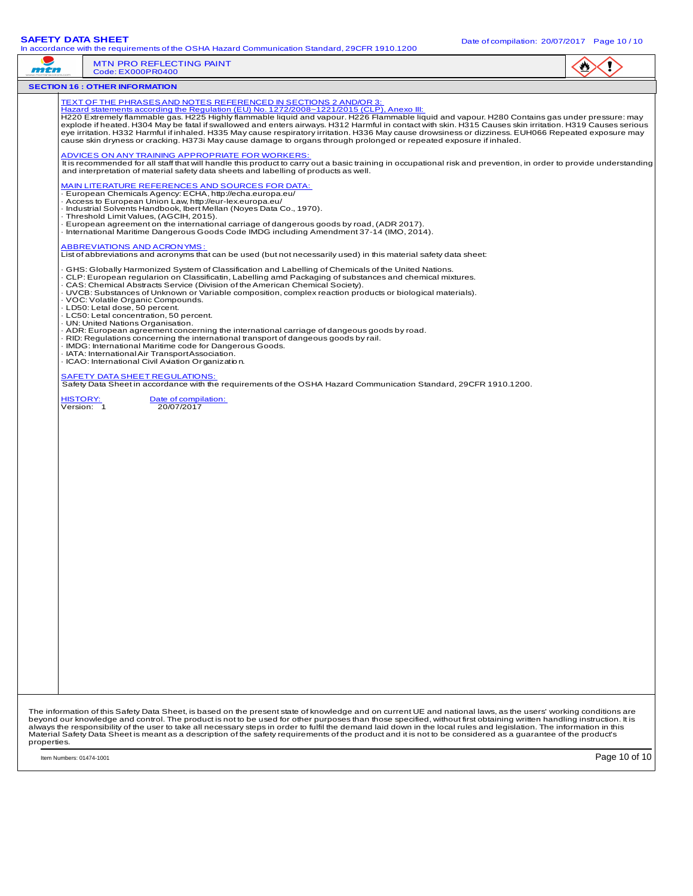## SECTION 16 : OTHER INFORMATION

TEXT OF THE PHRASES AND NOTES REFERENCED IN SECTIONS 2 AND/OR 3:
Hazard statements according the Regulation (EU) No. 1272/2008~1221/2015 (CLP), Anexo III:
H220 Extremely flammable gas. H225 Highly flammable liquid and vapour. H226 Flammable liquid and vapour. H280 Contains gas under pressure: may explode if heated. H304 May be fatal if swallowed and enters airways. H312 Harmful in contact with skin. H315 Causes skin irritation. H319 Causes serious eye irritation. H332 Harmful if inhaled. H335 May cause respiratory irritation. H336 May cause drowsiness or dizziness. EUH066 Repeated exposure may cause skin dryness or cracking. H373i May cause damage to organs through prolonged or repeated exposure if inhaled.

ADVICES ON ANY TRAINING APPROPRIATE FOR WORKERS:
It is recommended for all staff that will handle this product to carry out a basic training in occupational risk and prevention, in order to provide understanding and interpretation of material safety data sheets and labelling of products as well.

MAIN LITERATURE REFERENCES AND SOURCES FOR DATA:
- European Chemicals Agency: ECHA, http://echa.europa.eu/
- Access to European Union Law, http://eur-lex.europa.eu/
- Industrial Solvents Handbook, Ibert Mellan (Noyes Data Co., 1970).
- Threshold Limit Values, (AGCIH, 2015).
- European agreement on the international carriage of dangerous goods by road, (ADR 2017).
- International Maritime Dangerous Goods Code IMDG including Amendment 37-14 (IMO, 2014).

ABBREVIATIONS AND ACRONYMS:
List of abbreviations and acronyms that can be used (but not necessarily used) in this material safety data sheet:

- GHS: Globally Harmonized System of Classification and Labelling of Chemicals of the United Nations.
- CLP: European regularion on Classificatin, Labelling amd Packaging of substances and chemical mixtures.
- CAS: Chemical Abstracts Service (Division of the American Chemical Society).
- UVCB: Substances of Unknown or Variable composition, complex reaction products or biological materials).
- VOC: Volatile Organic Compounds.
- LD50: Letal dose, 50 percent.
- LC50: Letal concentration, 50 percent.
- UN: United Nations Organisation.
- ADR: European agreement concerning the international carriage of dangeous goods by road.
- RID: Regulations concerning the international transport of dangeous goods by rail.
- IMDG: International Maritime code for Dangerous Goods.
- IATA: International Air Transport Association.
- ICAO: International Civil Aviation Organization.

SAFETY DATA SHEET REGULATIONS:
Safety Data Sheet in accordance with the requirements of the OSHA Hazard Communication Standard, 29CFR 1910.1200.

| HISTORY: | Date of compilation: |
| --- | --- |
| Version: 1 | 20/07/2017 |

The information of this Safety Data Sheet, is based on the present state of knowledge and on current UE and national laws, as the users' working conditions are beyond our knowledge and control. The product is not to be used for other purposes than those specified, without first obtaining written handling instruction. It is always the responsibility of the user to take all necessary steps in order to fulfil the demand laid down in the local rules and legislation. The information in this Material Safety Data Sheet is meant as a description of the safety requirements of the product and it is not to be considered as a guarantee of the product's properties.